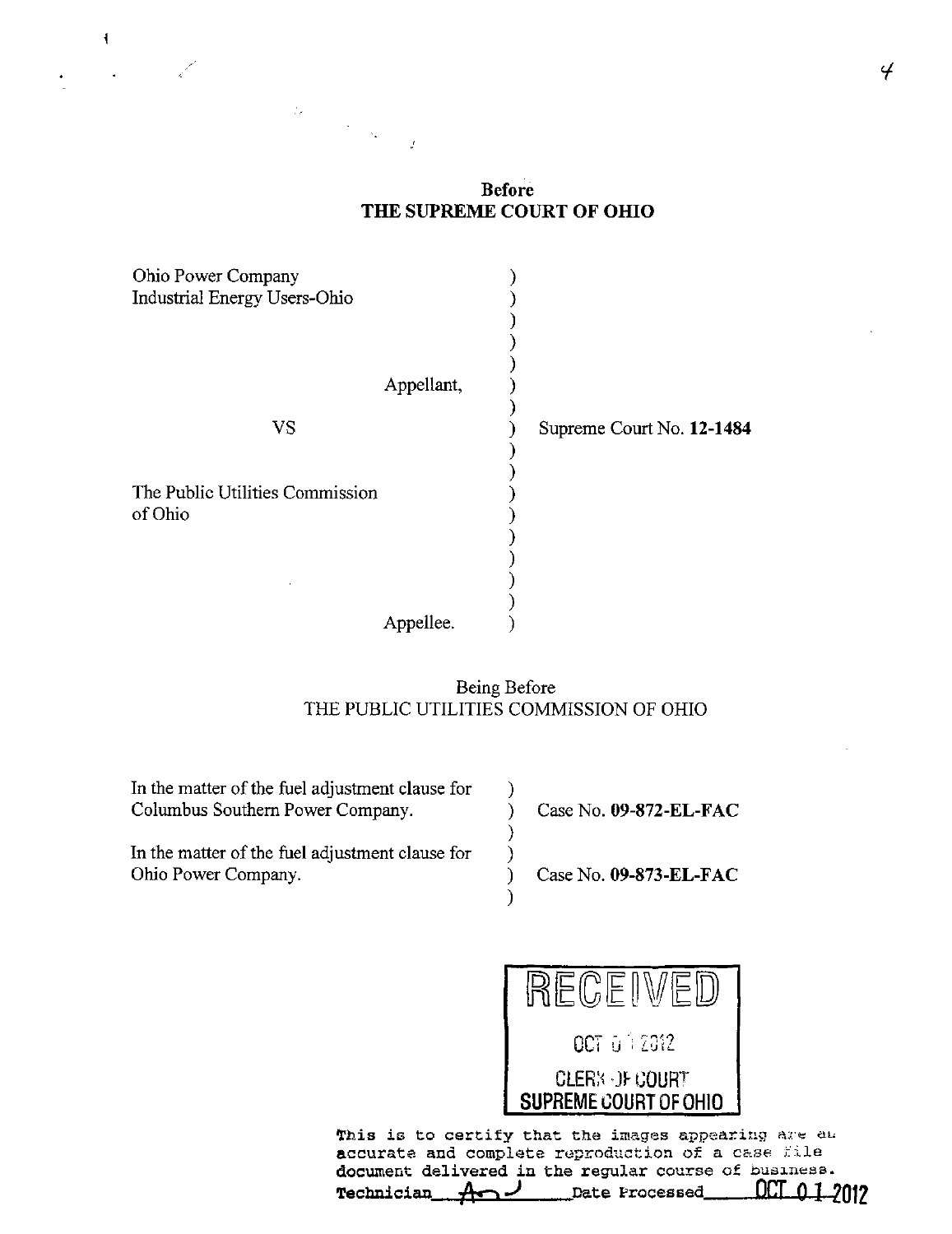**Before**
**THE SUPREME COURT OF OHIO**

| | | |
|---|---|---|
| Ohio Power Company<br>Industrial Energy Users-Ohio<br><br>Appellant, | ) | |
| VS | ) | Supreme Court No. **12-1484** |
| The Public Utilities Commission of Ohio<br><br>Appellee. | ) | |

Being Before
THE PUBLIC UTILITIES COMMISSION OF OHIO

| | | |
|---|---|---|
| In the matter of the fuel adjustment clause for Columbus Southern Power Company. | ) | Case No. **09-872-EL-FAC** |
| In the matter of the fuel adjustment clause for Ohio Power Company. | ) | Case No. **09-873-EL-FAC** |

RECEIVED
OCT 01 2012
CLERK OF COURT
SUPREME COURT OF OHIO

This is to certify that the images appearing are an accurate and complete reproduction of a case file document delivered in the regular course of business.
Technician ______ Date Processed OCT 01 2012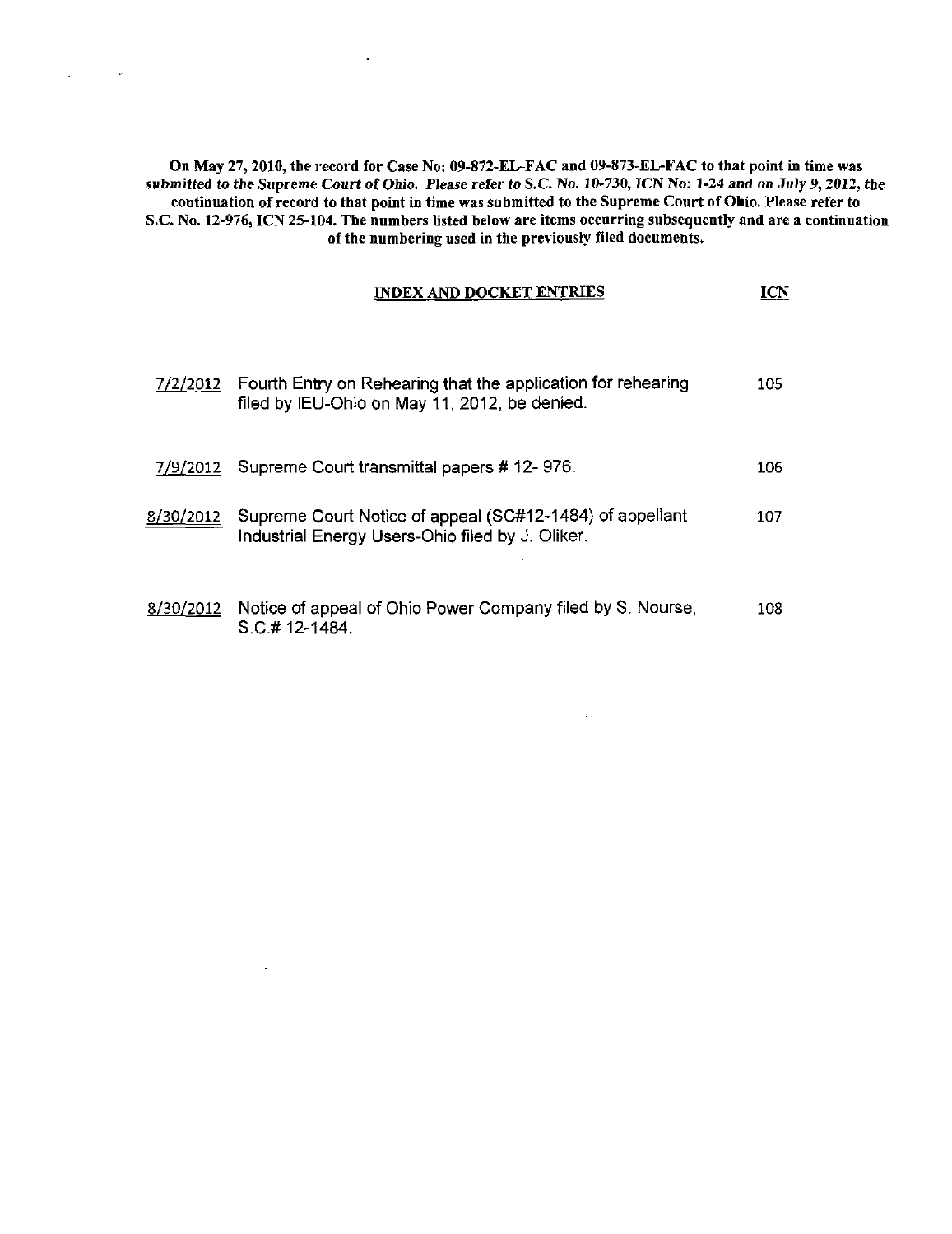**On May 27, 2010, the record for Case No: 09-872-EL-FAC and 09-873-EL-FAC to that point in time was *submitted to the Supreme Court of Ohio. Please refer to S.C. No. 10-730, ICN No: 1-24 and on July 9, 2012,* the continuation of record to that point in time was submitted to the Supreme Court of Ohio. Please refer to S.C. No. 12-976, ICN 25-104. The numbers listed below are items occurring subsequently and are a continuation of the numbering used in the previously filed documents.**

| | INDEX AND DOCKET ENTRIES | ICN |
|---|---|---|
| 7/2/2012 | Fourth Entry on Rehearing that the application for rehearing filed by IEU-Ohio on May 11, 2012, be denied. | 105 |
| 7/9/2012 | Supreme Court transmittal papers # 12- 976. | 106 |
| 8/30/2012 | Supreme Court Notice of appeal (SC#12-1484) of appellant Industrial Energy Users-Ohio filed by J. Oliker. | 107 |
| 8/30/2012 | Notice of appeal of Ohio Power Company filed by S. Nourse, S.C.# 12-1484. | 108 |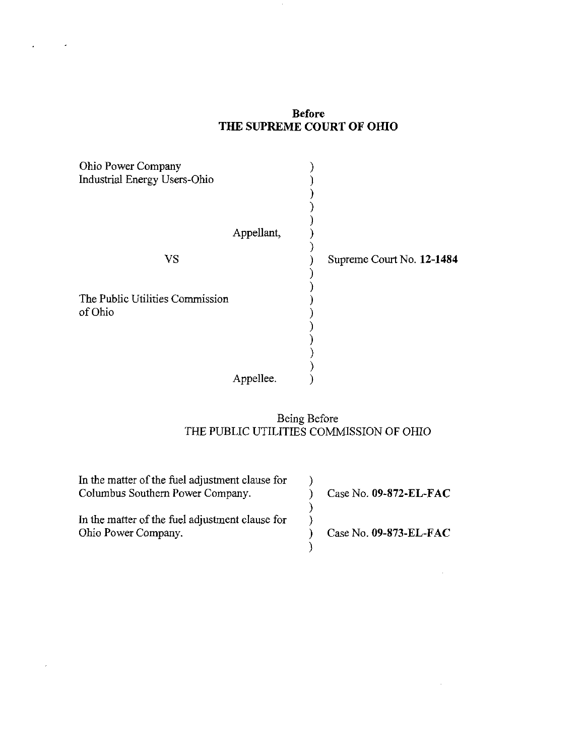**Before**
**THE SUPREME COURT OF OHIO**

| | | |
|---|---|---|
| Ohio Power Company<br>Industrial Energy Users-Ohio<br><br>Appellant, | ) | |
| VS | ) | Supreme Court No. **12-1484** |
| The Public Utilities Commission of Ohio<br><br>Appellee. | ) | |

Being Before
THE PUBLIC UTILITIES COMMISSION OF OHIO

| | | |
|---|---|---|
| In the matter of the fuel adjustment clause for Columbus Southern Power Company. | ) | Case No. **09-872-EL-FAC** |
| In the matter of the fuel adjustment clause for Ohio Power Company. | ) | Case No. **09-873-EL-FAC** |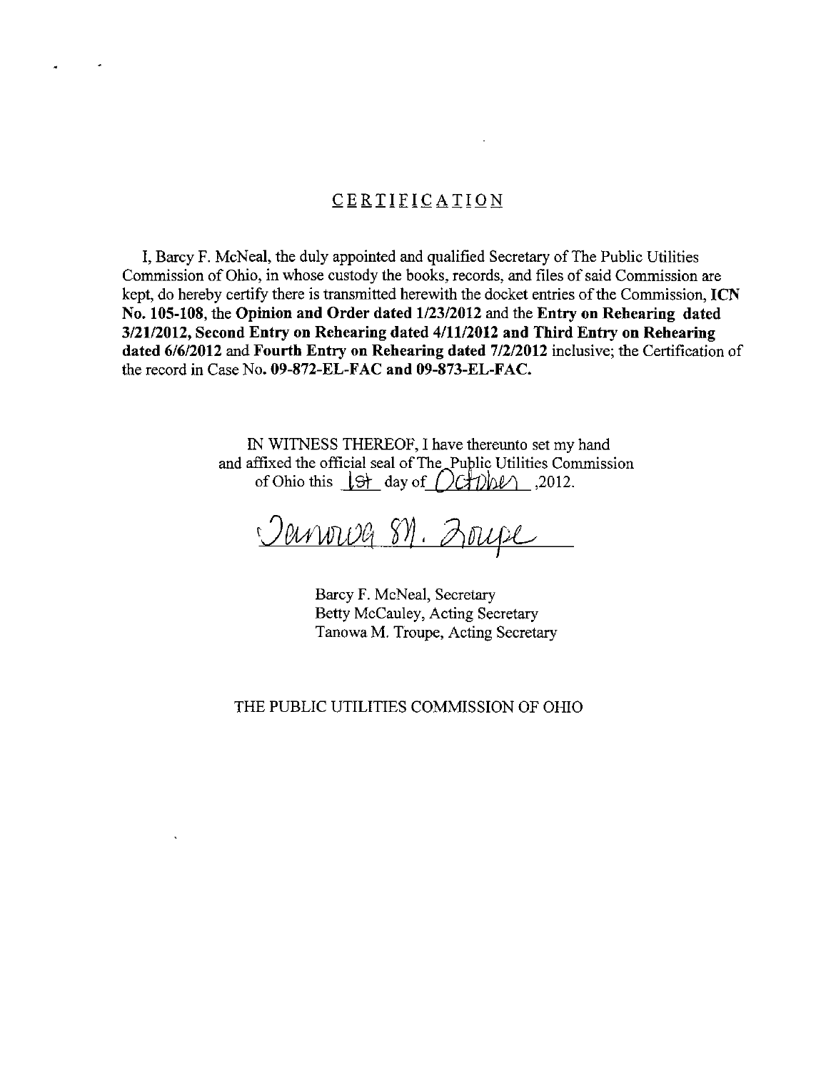# CERTIFICATION

I, Barcy F. McNeal, the duly appointed and qualified Secretary of The Public Utilities Commission of Ohio, in whose custody the books, records, and files of said Commission are kept, do hereby certify there is transmitted herewith the docket entries of the Commission, **ICN No. 105-108**, the **Opinion and Order dated 1/23/2012** and the **Entry on Rehearing dated 3/21/2012, Second Entry on Rehearing dated 4/11/2012 and Third Entry on Rehearing dated 6/6/2012** and **Fourth Entry on Rehearing dated 7/2/2012** inclusive; the Certification of the record in Case No. **09-872-EL-FAC and 09-873-EL-FAC.**

IN WITNESS THEREOF, I have thereunto set my hand and affixed the official seal of The Public Utilities Commission of Ohio this 1st day of October ,2012.

Tanowa M. Troupe

Barcy F. McNeal, Secretary
Betty McCauley, Acting Secretary
Tanowa M. Troupe, Acting Secretary

THE PUBLIC UTILITIES COMMISSION OF OHIO